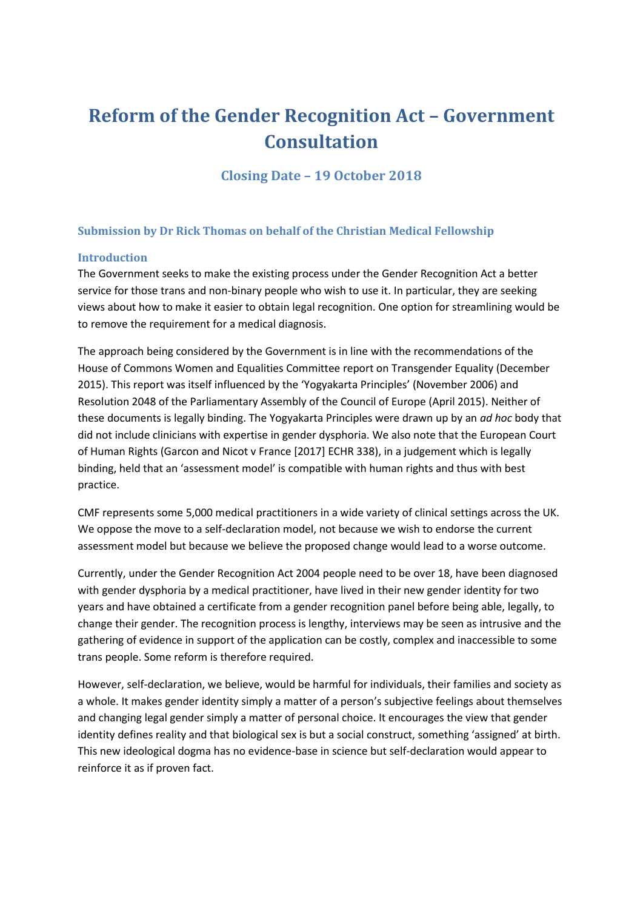# Reform of the Gender Recognition Act – Government Consultation

## Closing Date – 19 October 2018

### Submission by Dr Rick Thomas on behalf of the Christian Medical Fellowship

### Introduction

The Government seeks to make the existing process under the Gender Recognition Act a better service for those trans and non-binary people who wish to use it. In particular, they are seeking views about how to make it easier to obtain legal recognition. One option for streamlining would be to remove the requirement for a medical diagnosis.

The approach being considered by the Government is in line with the recommendations of the House of Commons Women and Equalities Committee report on Transgender Equality (December 2015). This report was itself influenced by the 'Yogyakarta Principles' (November 2006) and Resolution 2048 of the Parliamentary Assembly of the Council of Europe (April 2015). Neither of these documents is legally binding. The Yogyakarta Principles were drawn up by an *ad hoc* body that did not include clinicians with expertise in gender dysphoria. We also note that the European Court of Human Rights (Garcon and Nicot v France [2017] ECHR 338), in a judgement which is legally binding, held that an 'assessment model' is compatible with human rights and thus with best practice.

CMF represents some 5,000 medical practitioners in a wide variety of clinical settings across the UK. We oppose the move to a self-declaration model, not because we wish to endorse the current assessment model but because we believe the proposed change would lead to a worse outcome.

Currently, under the Gender Recognition Act 2004 people need to be over 18, have been diagnosed with gender dysphoria by a medical practitioner, have lived in their new gender identity for two years and have obtained a certificate from a gender recognition panel before being able, legally, to change their gender. The recognition process is lengthy, interviews may be seen as intrusive and the gathering of evidence in support of the application can be costly, complex and inaccessible to some trans people. Some reform is therefore required.

However, self-declaration, we believe, would be harmful for individuals, their families and society as a whole. It makes gender identity simply a matter of a person's subjective feelings about themselves and changing legal gender simply a matter of personal choice. It encourages the view that gender identity defines reality and that biological sex is but a social construct, something 'assigned' at birth. This new ideological dogma has no evidence-base in science but self-declaration would appear to reinforce it as if proven fact.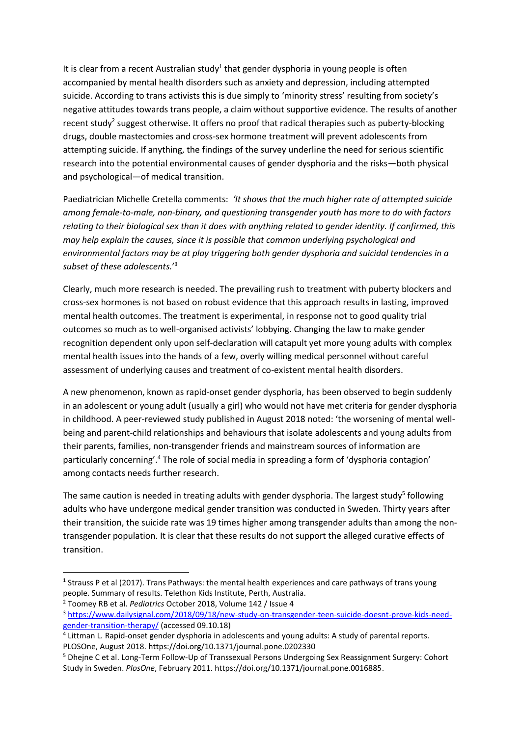It is clear from a recent Australian study[1] that gender dysphoria in young people is often accompanied by mental health disorders such as anxiety and depression, including attempted suicide. According to trans activists this is due simply to 'minority stress' resulting from society's negative attitudes towards trans people, a claim without supportive evidence. The results of another recent study[2] suggest otherwise. It offers no proof that radical therapies such as puberty-blocking drugs, double mastectomies and cross-sex hormone treatment will prevent adolescents from attempting suicide. If anything, the findings of the survey underline the need for serious scientific research into the potential environmental causes of gender dysphoria and the risks—both physical and psychological—of medical transition.

Paediatrician Michelle Cretella comments: *'It shows that the much higher rate of attempted suicide among female-to-male, non-binary, and questioning transgender youth has more to do with factors relating to their biological sex than it does with anything related to gender identity. If confirmed, this may help explain the causes, since it is possible that common underlying psychological and environmental factors may be at play triggering both gender dysphoria and suicidal tendencies in a subset of these adolescents.'*[3]

Clearly, much more research is needed. The prevailing rush to treatment with puberty blockers and cross-sex hormones is not based on robust evidence that this approach results in lasting, improved mental health outcomes. The treatment is experimental, in response not to good quality trial outcomes so much as to well-organised activists' lobbying. Changing the law to make gender recognition dependent only upon self-declaration will catapult yet more young adults with complex mental health issues into the hands of a few, overly willing medical personnel without careful assessment of underlying causes and treatment of co-existent mental health disorders.

A new phenomenon, known as rapid-onset gender dysphoria, has been observed to begin suddenly in an adolescent or young adult (usually a girl) who would not have met criteria for gender dysphoria in childhood. A peer-reviewed study published in August 2018 noted: 'the worsening of mental well-being and parent-child relationships and behaviours that isolate adolescents and young adults from their parents, families, non-transgender friends and mainstream sources of information are particularly concerning'.[4] The role of social media in spreading a form of 'dysphoria contagion' among contacts needs further research.

The same caution is needed in treating adults with gender dysphoria. The largest study[5] following adults who have undergone medical gender transition was conducted in Sweden. Thirty years after their transition, the suicide rate was 19 times higher among transgender adults than among the non-transgender population. It is clear that these results do not support the alleged curative effects of transition.

---

[1] Strauss P et al (2017). Trans Pathways: the mental health experiences and care pathways of trans young people. Summary of results. Telethon Kids Institute, Perth, Australia.

[2] Toomey RB et al. *Pediatrics* October 2018, Volume 142 / Issue 4

[3] [https://www.dailysignal.com/2018/09/18/new-study-on-transgender-teen-suicide-doesnt-prove-kids-need-gender-transition-therapy/](https://www.dailysignal.com/2018/09/18/new-study-on-transgender-teen-suicide-doesnt-prove-kids-need-gender-transition-therapy/) (accessed 09.10.18)

[4] Littman L. Rapid-onset gender dysphoria in adolescents and young adults: A study of parental reports. PLOSOne, August 2018. https://doi.org/10.1371/journal.pone.0202330

[5] Dhejne C et al. Long-Term Follow-Up of Transsexual Persons Undergoing Sex Reassignment Surgery: Cohort Study in Sweden. *PlosOne*, February 2011. https://doi.org/10.1371/journal.pone.0016885.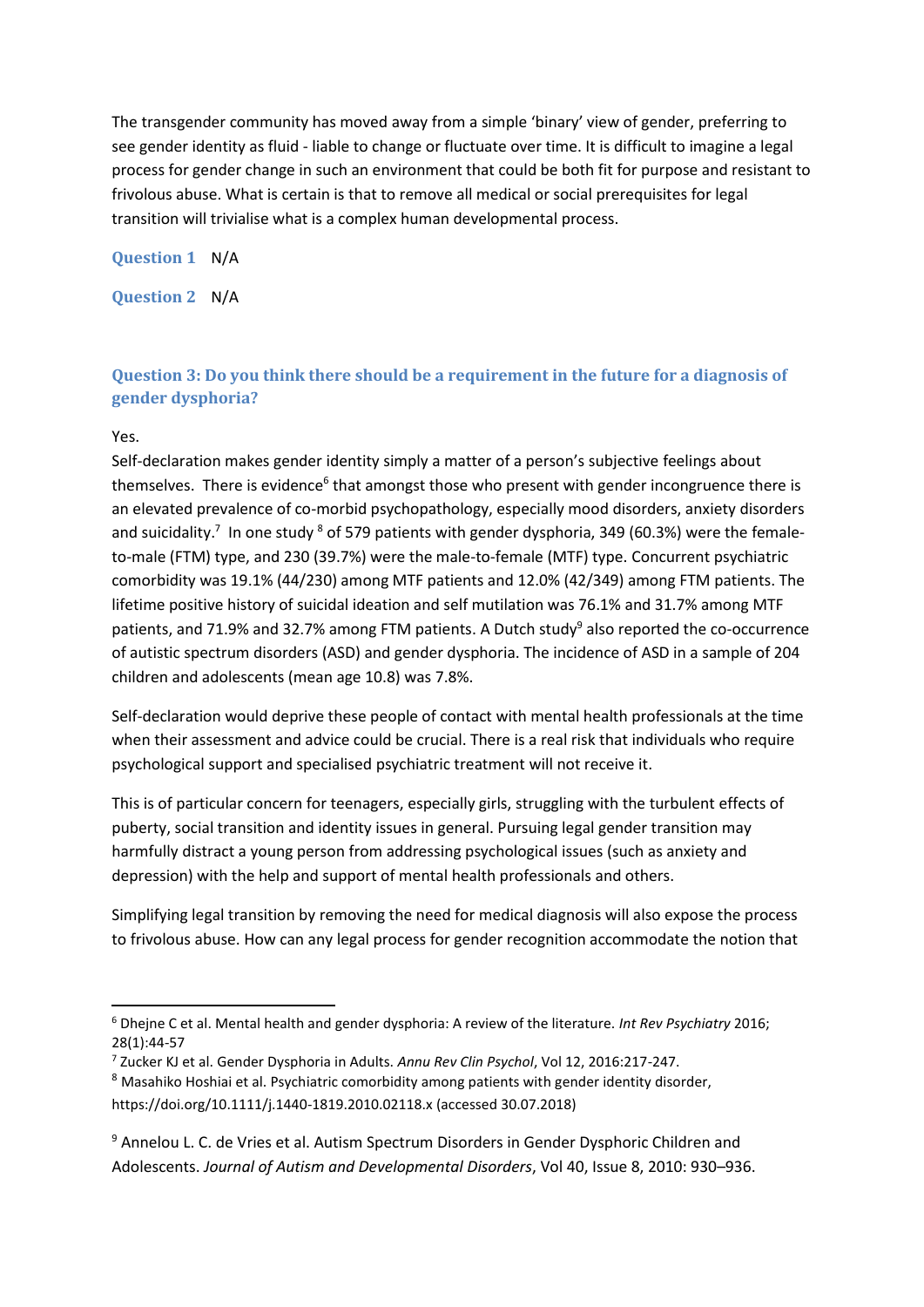The transgender community has moved away from a simple 'binary' view of gender, preferring to see gender identity as fluid - liable to change or fluctuate over time. It is difficult to imagine a legal process for gender change in such an environment that could be both fit for purpose and resistant to frivolous abuse. What is certain is that to remove all medical or social prerequisites for legal transition will trivialise what is a complex human developmental process.

**Question 1** N/A

**Question 2** N/A

### Question 3: Do you think there should be a requirement in the future for a diagnosis of gender dysphoria?

Yes.

Self-declaration makes gender identity simply a matter of a person's subjective feelings about themselves. There is evidence[6] that amongst those who present with gender incongruence there is an elevated prevalence of co-morbid psychopathology, especially mood disorders, anxiety disorders and suicidality.[7] In one study [8] of 579 patients with gender dysphoria, 349 (60.3%) were the female-to-male (FTM) type, and 230 (39.7%) were the male-to-female (MTF) type. Concurrent psychiatric comorbidity was 19.1% (44/230) among MTF patients and 12.0% (42/349) among FTM patients. The lifetime positive history of suicidal ideation and self mutilation was 76.1% and 31.7% among MTF patients, and 71.9% and 32.7% among FTM patients. A Dutch study[9] also reported the co-occurrence of autistic spectrum disorders (ASD) and gender dysphoria. The incidence of ASD in a sample of 204 children and adolescents (mean age 10.8) was 7.8%.

Self-declaration would deprive these people of contact with mental health professionals at the time when their assessment and advice could be crucial. There is a real risk that individuals who require psychological support and specialised psychiatric treatment will not receive it.

This is of particular concern for teenagers, especially girls, struggling with the turbulent effects of puberty, social transition and identity issues in general. Pursuing legal gender transition may harmfully distract a young person from addressing psychological issues (such as anxiety and depression) with the help and support of mental health professionals and others.

Simplifying legal transition by removing the need for medical diagnosis will also expose the process to frivolous abuse. How can any legal process for gender recognition accommodate the notion that

---

[6] Dhejne C et al. Mental health and gender dysphoria: A review of the literature. *Int Rev Psychiatry* 2016; 28(1):44-57

[7] Zucker KJ et al. Gender Dysphoria in Adults. *Annu Rev Clin Psychol*, Vol 12, 2016:217-247.

[8] Masahiko Hoshiai et al. Psychiatric comorbidity among patients with gender identity disorder, https://doi.org/10.1111/j.1440-1819.2010.02118.x (accessed 30.07.2018)

[9] Annelou L. C. de Vries et al. Autism Spectrum Disorders in Gender Dysphoric Children and Adolescents. *Journal of Autism and Developmental Disorders*, Vol 40, Issue 8, 2010: 930–936.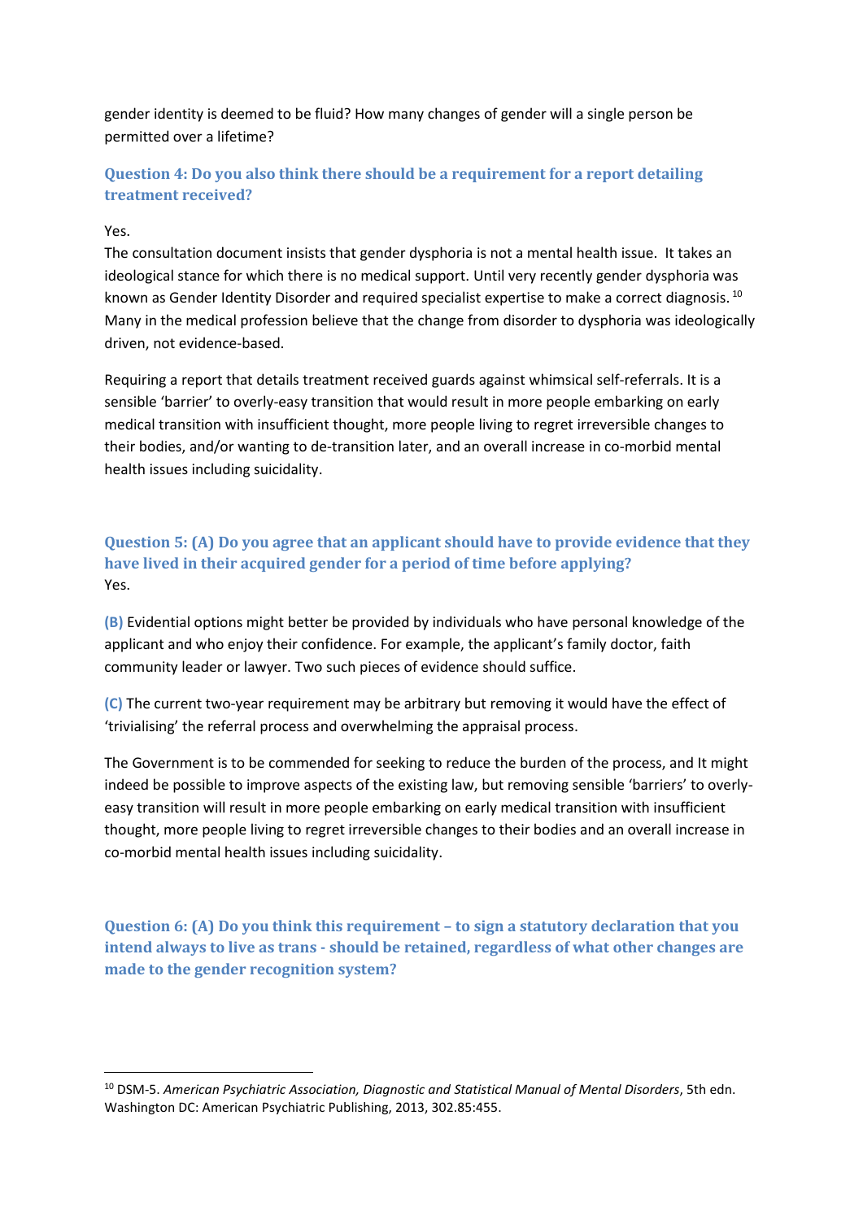gender identity is deemed to be fluid? How many changes of gender will a single person be permitted over a lifetime?

### Question 4: Do you also think there should be a requirement for a report detailing treatment received?

Yes.

The consultation document insists that gender dysphoria is not a mental health issue. It takes an ideological stance for which there is no medical support. Until very recently gender dysphoria was known as Gender Identity Disorder and required specialist expertise to make a correct diagnosis. [10] Many in the medical profession believe that the change from disorder to dysphoria was ideologically driven, not evidence-based.

Requiring a report that details treatment received guards against whimsical self-referrals. It is a sensible 'barrier' to overly-easy transition that would result in more people embarking on early medical transition with insufficient thought, more people living to regret irreversible changes to their bodies, and/or wanting to de-transition later, and an overall increase in co-morbid mental health issues including suicidality.

### Question 5: (A) Do you agree that an applicant should have to provide evidence that they have lived in their acquired gender for a period of time before applying?

Yes.

**(B)** Evidential options might better be provided by individuals who have personal knowledge of the applicant and who enjoy their confidence. For example, the applicant's family doctor, faith community leader or lawyer. Two such pieces of evidence should suffice.

**(C)** The current two-year requirement may be arbitrary but removing it would have the effect of 'trivialising' the referral process and overwhelming the appraisal process.

The Government is to be commended for seeking to reduce the burden of the process, and It might indeed be possible to improve aspects of the existing law, but removing sensible 'barriers' to overly-easy transition will result in more people embarking on early medical transition with insufficient thought, more people living to regret irreversible changes to their bodies and an overall increase in co-morbid mental health issues including suicidality.

### Question 6: (A) Do you think this requirement – to sign a statutory declaration that you intend always to live as trans - should be retained, regardless of what other changes are made to the gender recognition system?

---

[10] DSM-5. *American Psychiatric Association, Diagnostic and Statistical Manual of Mental Disorders*, 5th edn. Washington DC: American Psychiatric Publishing, 2013, 302.85:455.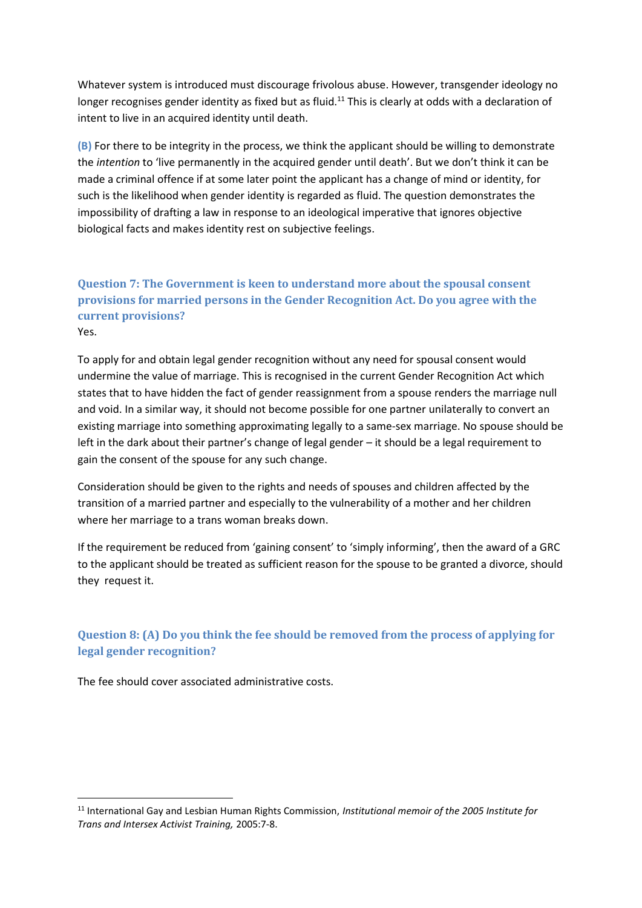Whatever system is introduced must discourage frivolous abuse. However, transgender ideology no longer recognises gender identity as fixed but as fluid.[11] This is clearly at odds with a declaration of intent to live in an acquired identity until death.

**(B)** For there to be integrity in the process, we think the applicant should be willing to demonstrate the *intention* to 'live permanently in the acquired gender until death'. But we don't think it can be made a criminal offence if at some later point the applicant has a change of mind or identity, for such is the likelihood when gender identity is regarded as fluid. The question demonstrates the impossibility of drafting a law in response to an ideological imperative that ignores objective biological facts and makes identity rest on subjective feelings.

### Question 7: The Government is keen to understand more about the spousal consent provisions for married persons in the Gender Recognition Act. Do you agree with the current provisions?

Yes.

To apply for and obtain legal gender recognition without any need for spousal consent would undermine the value of marriage. This is recognised in the current Gender Recognition Act which states that to have hidden the fact of gender reassignment from a spouse renders the marriage null and void. In a similar way, it should not become possible for one partner unilaterally to convert an existing marriage into something approximating legally to a same-sex marriage. No spouse should be left in the dark about their partner's change of legal gender – it should be a legal requirement to gain the consent of the spouse for any such change.

Consideration should be given to the rights and needs of spouses and children affected by the transition of a married partner and especially to the vulnerability of a mother and her children where her marriage to a trans woman breaks down.

If the requirement be reduced from 'gaining consent' to 'simply informing', then the award of a GRC to the applicant should be treated as sufficient reason for the spouse to be granted a divorce, should they request it.

### Question 8: (A) Do you think the fee should be removed from the process of applying for legal gender recognition?

The fee should cover associated administrative costs.

---

[11] International Gay and Lesbian Human Rights Commission, *Institutional memoir of the 2005 Institute for Trans and Intersex Activist Training,* 2005:7-8.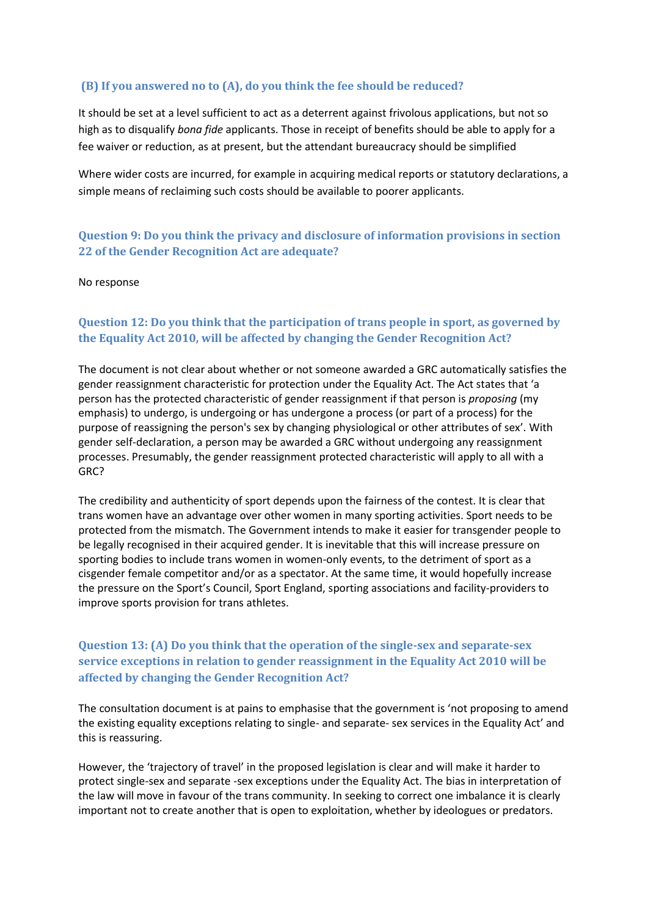### (B) If you answered no to (A), do you think the fee should be reduced?

It should be set at a level sufficient to act as a deterrent against frivolous applications, but not so high as to disqualify *bona fide* applicants. Those in receipt of benefits should be able to apply for a fee waiver or reduction, as at present, but the attendant bureaucracy should be simplified

Where wider costs are incurred, for example in acquiring medical reports or statutory declarations, a simple means of reclaiming such costs should be available to poorer applicants.

### Question 9: Do you think the privacy and disclosure of information provisions in section 22 of the Gender Recognition Act are adequate?

No response

### Question 12: Do you think that the participation of trans people in sport, as governed by the Equality Act 2010, will be affected by changing the Gender Recognition Act?

The document is not clear about whether or not someone awarded a GRC automatically satisfies the gender reassignment characteristic for protection under the Equality Act. The Act states that 'a person has the protected characteristic of gender reassignment if that person is *proposing* (my emphasis) to undergo, is undergoing or has undergone a process (or part of a process) for the purpose of reassigning the person's sex by changing physiological or other attributes of sex'. With gender self-declaration, a person may be awarded a GRC without undergoing any reassignment processes. Presumably, the gender reassignment protected characteristic will apply to all with a GRC?

The credibility and authenticity of sport depends upon the fairness of the contest. It is clear that trans women have an advantage over other women in many sporting activities. Sport needs to be protected from the mismatch. The Government intends to make it easier for transgender people to be legally recognised in their acquired gender. It is inevitable that this will increase pressure on sporting bodies to include trans women in women-only events, to the detriment of sport as a cisgender female competitor and/or as a spectator. At the same time, it would hopefully increase the pressure on the Sport's Council, Sport England, sporting associations and facility-providers to improve sports provision for trans athletes.

### Question 13: (A) Do you think that the operation of the single-sex and separate-sex service exceptions in relation to gender reassignment in the Equality Act 2010 will be affected by changing the Gender Recognition Act?

The consultation document is at pains to emphasise that the government is 'not proposing to amend the existing equality exceptions relating to single- and separate- sex services in the Equality Act' and this is reassuring.

However, the 'trajectory of travel' in the proposed legislation is clear and will make it harder to protect single-sex and separate -sex exceptions under the Equality Act. The bias in interpretation of the law will move in favour of the trans community. In seeking to correct one imbalance it is clearly important not to create another that is open to exploitation, whether by ideologues or predators.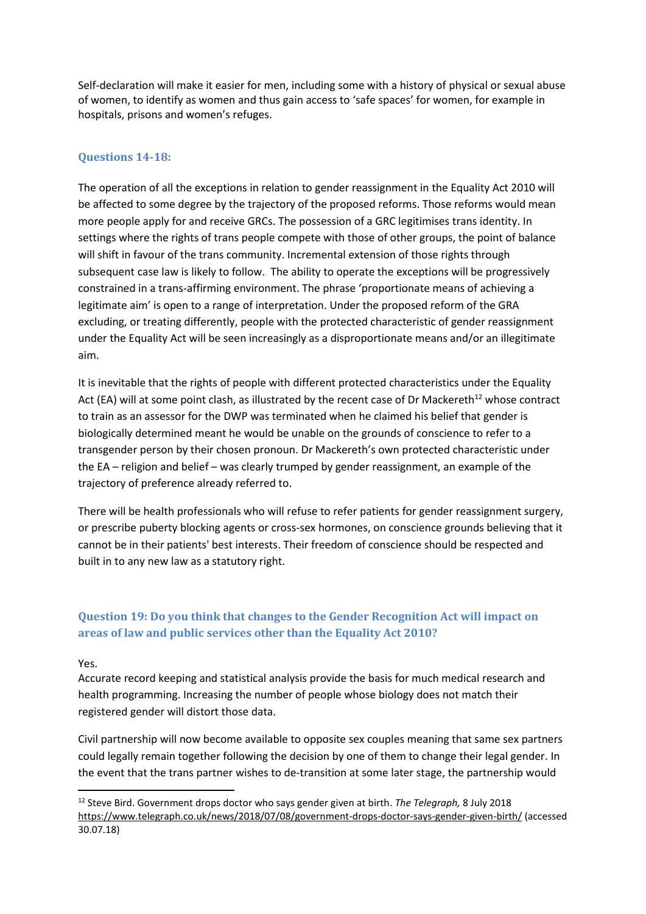Self-declaration will make it easier for men, including some with a history of physical or sexual abuse of women, to identify as women and thus gain access to 'safe spaces' for women, for example in hospitals, prisons and women's refuges.

### Questions 14-18:

The operation of all the exceptions in relation to gender reassignment in the Equality Act 2010 will be affected to some degree by the trajectory of the proposed reforms. Those reforms would mean more people apply for and receive GRCs. The possession of a GRC legitimises trans identity. In settings where the rights of trans people compete with those of other groups, the point of balance will shift in favour of the trans community. Incremental extension of those rights through subsequent case law is likely to follow. The ability to operate the exceptions will be progressively constrained in a trans-affirming environment. The phrase 'proportionate means of achieving a legitimate aim' is open to a range of interpretation. Under the proposed reform of the GRA excluding, or treating differently, people with the protected characteristic of gender reassignment under the Equality Act will be seen increasingly as a disproportionate means and/or an illegitimate aim.

It is inevitable that the rights of people with different protected characteristics under the Equality Act (EA) will at some point clash, as illustrated by the recent case of Dr Mackereth[12] whose contract to train as an assessor for the DWP was terminated when he claimed his belief that gender is biologically determined meant he would be unable on the grounds of conscience to refer to a transgender person by their chosen pronoun. Dr Mackereth's own protected characteristic under the EA – religion and belief – was clearly trumped by gender reassignment, an example of the trajectory of preference already referred to.

There will be health professionals who will refuse to refer patients for gender reassignment surgery, or prescribe puberty blocking agents or cross-sex hormones, on conscience grounds believing that it cannot be in their patients' best interests. Their freedom of conscience should be respected and built in to any new law as a statutory right.

### Question 19: Do you think that changes to the Gender Recognition Act will impact on areas of law and public services other than the Equality Act 2010?

Yes.
Accurate record keeping and statistical analysis provide the basis for much medical research and health programming. Increasing the number of people whose biology does not match their registered gender will distort those data.

Civil partnership will now become available to opposite sex couples meaning that same sex partners could legally remain together following the decision by one of them to change their legal gender. In the event that the trans partner wishes to de-transition at some later stage, the partnership would

---

[12] Steve Bird. Government drops doctor who says gender given at birth. *The Telegraph,* 8 July 2018 https://www.telegraph.co.uk/news/2018/07/08/government-drops-doctor-says-gender-given-birth/ (accessed 30.07.18)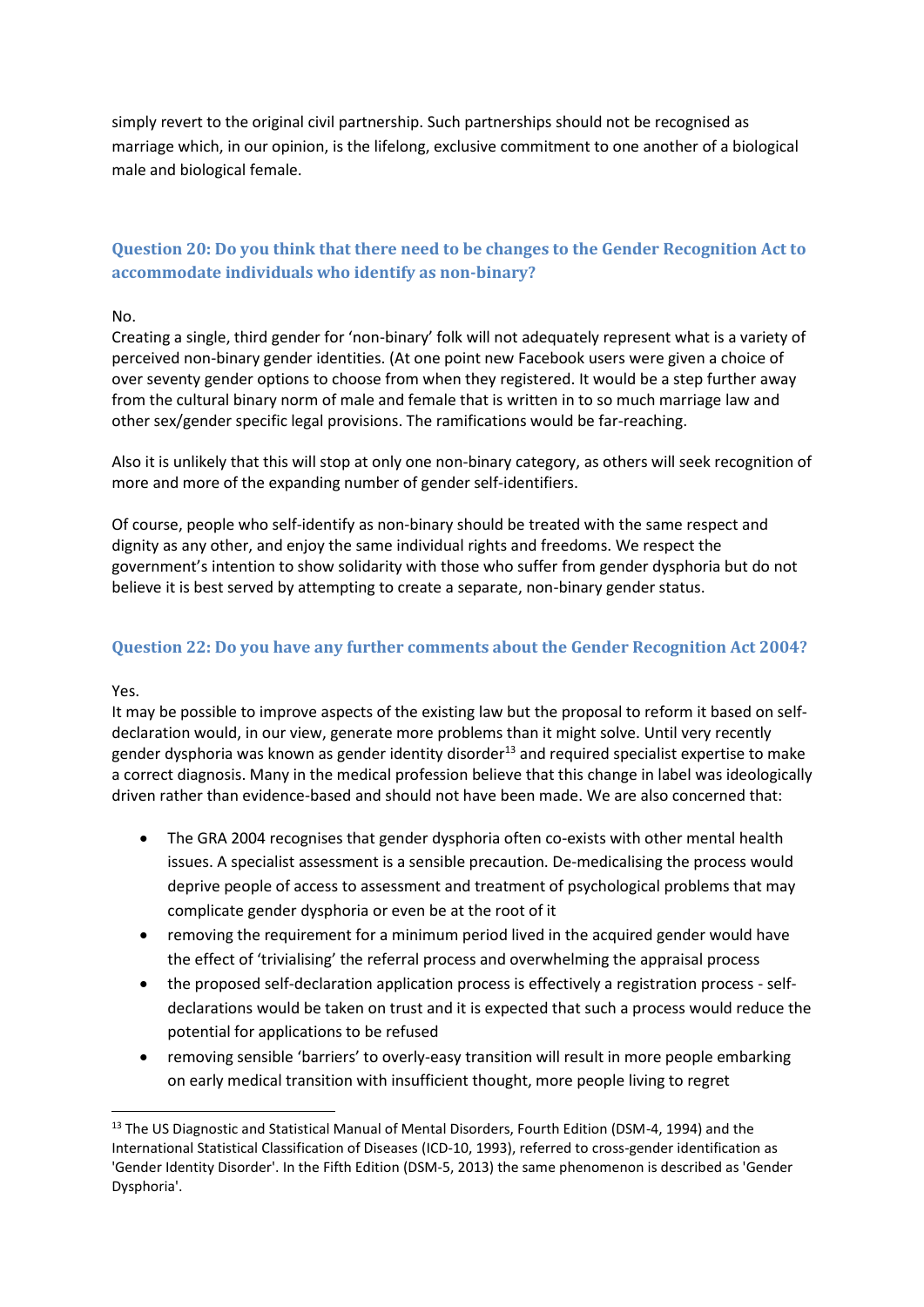simply revert to the original civil partnership. Such partnerships should not be recognised as marriage which, in our opinion, is the lifelong, exclusive commitment to one another of a biological male and biological female.

### Question 20: Do you think that there need to be changes to the Gender Recognition Act to accommodate individuals who identify as non-binary?

No.
Creating a single, third gender for 'non-binary' folk will not adequately represent what is a variety of perceived non-binary gender identities. (At one point new Facebook users were given a choice of over seventy gender options to choose from when they registered. It would be a step further away from the cultural binary norm of male and female that is written in to so much marriage law and other sex/gender specific legal provisions. The ramifications would be far-reaching.

Also it is unlikely that this will stop at only one non-binary category, as others will seek recognition of more and more of the expanding number of gender self-identifiers.

Of course, people who self-identify as non-binary should be treated with the same respect and dignity as any other, and enjoy the same individual rights and freedoms. We respect the government's intention to show solidarity with those who suffer from gender dysphoria but do not believe it is best served by attempting to create a separate, non-binary gender status.

### Question 22: Do you have any further comments about the Gender Recognition Act 2004?

Yes.
It may be possible to improve aspects of the existing law but the proposal to reform it based on self-declaration would, in our view, generate more problems than it might solve. Until very recently gender dysphoria was known as gender identity disorder[13] and required specialist expertise to make a correct diagnosis. Many in the medical profession believe that this change in label was ideologically driven rather than evidence-based and should not have been made. We are also concerned that:

- The GRA 2004 recognises that gender dysphoria often co-exists with other mental health issues. A specialist assessment is a sensible precaution. De-medicalising the process would deprive people of access to assessment and treatment of psychological problems that may complicate gender dysphoria or even be at the root of it
- removing the requirement for a minimum period lived in the acquired gender would have the effect of 'trivialising' the referral process and overwhelming the appraisal process
- the proposed self-declaration application process is effectively a registration process - self-declarations would be taken on trust and it is expected that such a process would reduce the potential for applications to be refused
- removing sensible 'barriers' to overly-easy transition will result in more people embarking on early medical transition with insufficient thought, more people living to regret

[13] The US Diagnostic and Statistical Manual of Mental Disorders, Fourth Edition (DSM-4, 1994) and the International Statistical Classification of Diseases (ICD-10, 1993), referred to cross-gender identification as 'Gender Identity Disorder'. In the Fifth Edition (DSM-5, 2013) the same phenomenon is described as 'Gender Dysphoria'.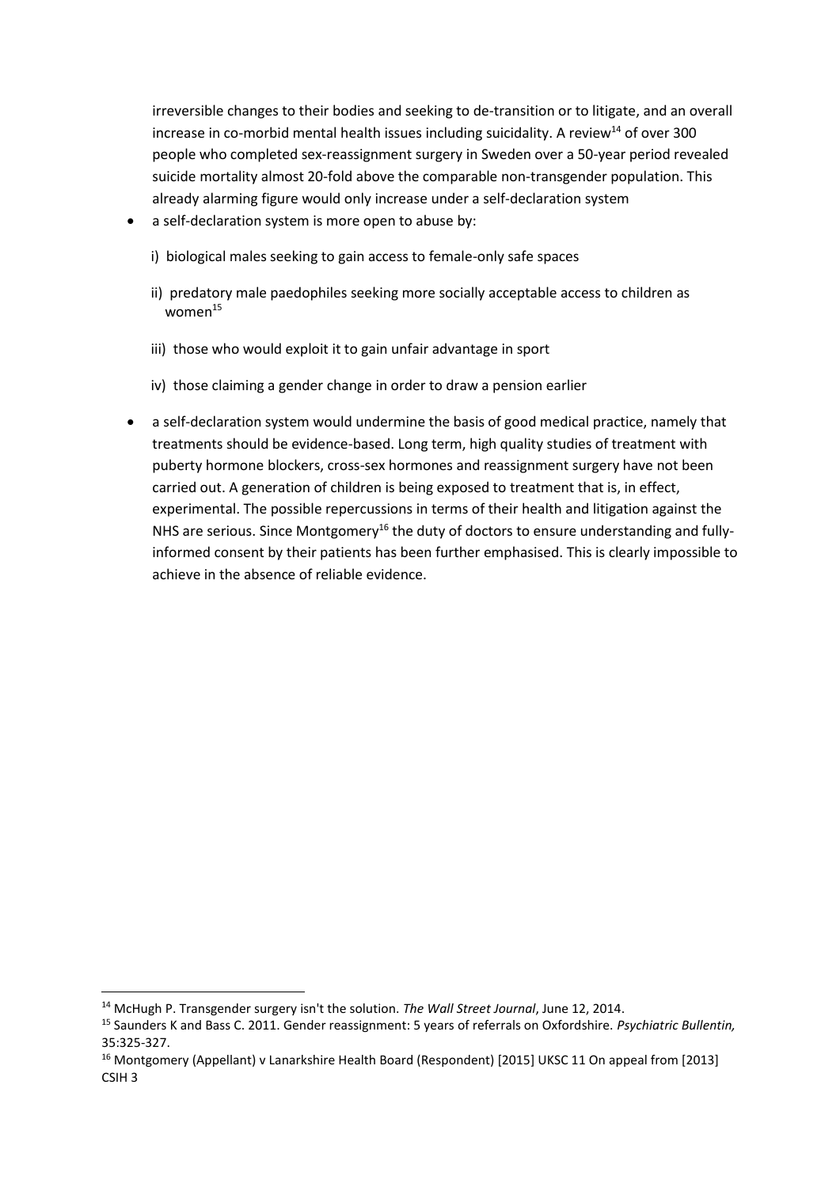irreversible changes to their bodies and seeking to de-transition or to litigate, and an overall increase in co-morbid mental health issues including suicidality. A review[14] of over 300 people who completed sex-reassignment surgery in Sweden over a 50-year period revealed suicide mortality almost 20-fold above the comparable non-transgender population. This already alarming figure would only increase under a self-declaration system

- a self-declaration system is more open to abuse by:

  i) biological males seeking to gain access to female-only safe spaces

  ii) predatory male paedophiles seeking more socially acceptable access to children as women[15]

  iii) those who would exploit it to gain unfair advantage in sport

  iv) those claiming a gender change in order to draw a pension earlier

- a self-declaration system would undermine the basis of good medical practice, namely that treatments should be evidence-based. Long term, high quality studies of treatment with puberty hormone blockers, cross-sex hormones and reassignment surgery have not been carried out. A generation of children is being exposed to treatment that is, in effect, experimental. The possible repercussions in terms of their health and litigation against the NHS are serious. Since Montgomery[16] the duty of doctors to ensure understanding and fully-informed consent by their patients has been further emphasised. This is clearly impossible to achieve in the absence of reliable evidence.

---

[14] McHugh P. Transgender surgery isn't the solution. *The Wall Street Journal*, June 12, 2014.

[15] Saunders K and Bass C. 2011. Gender reassignment: 5 years of referrals on Oxfordshire. *Psychiatric Bullentin,* 35:325-327.

[16] Montgomery (Appellant) v Lanarkshire Health Board (Respondent) [2015] UKSC 11 On appeal from [2013] CSIH 3